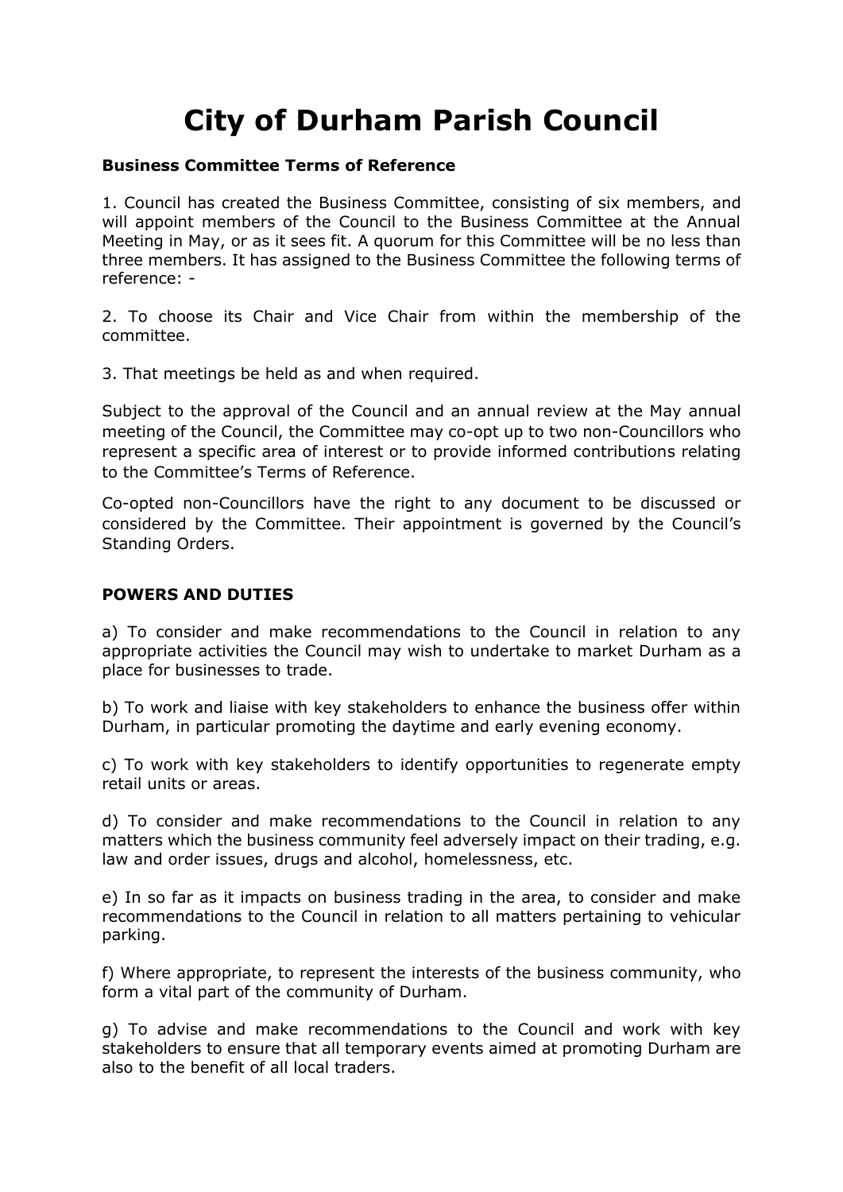# City of Durham Parish Council

**Business Committee Terms of Reference**

1. Council has created the Business Committee, consisting of six members, and will appoint members of the Council to the Business Committee at the Annual Meeting in May, or as it sees fit. A quorum for this Committee will be no less than three members. It has assigned to the Business Committee the following terms of reference: -

2. To choose its Chair and Vice Chair from within the membership of the committee.

3. That meetings be held as and when required.

Subject to the approval of the Council and an annual review at the May annual meeting of the Council, the Committee may co-opt up to two non-Councillors who represent a specific area of interest or to provide informed contributions relating to the Committee's Terms of Reference.

Co-opted non-Councillors have the right to any document to be discussed or considered by the Committee. Their appointment is governed by the Council's Standing Orders.

**POWERS AND DUTIES**

a) To consider and make recommendations to the Council in relation to any appropriate activities the Council may wish to undertake to market Durham as a place for businesses to trade.

b) To work and liaise with key stakeholders to enhance the business offer within Durham, in particular promoting the daytime and early evening economy.

c) To work with key stakeholders to identify opportunities to regenerate empty retail units or areas.

d) To consider and make recommendations to the Council in relation to any matters which the business community feel adversely impact on their trading, e.g. law and order issues, drugs and alcohol, homelessness, etc.

e) In so far as it impacts on business trading in the area, to consider and make recommendations to the Council in relation to all matters pertaining to vehicular parking.

f) Where appropriate, to represent the interests of the business community, who form a vital part of the community of Durham.

g) To advise and make recommendations to the Council and work with key stakeholders to ensure that all temporary events aimed at promoting Durham are also to the benefit of all local traders.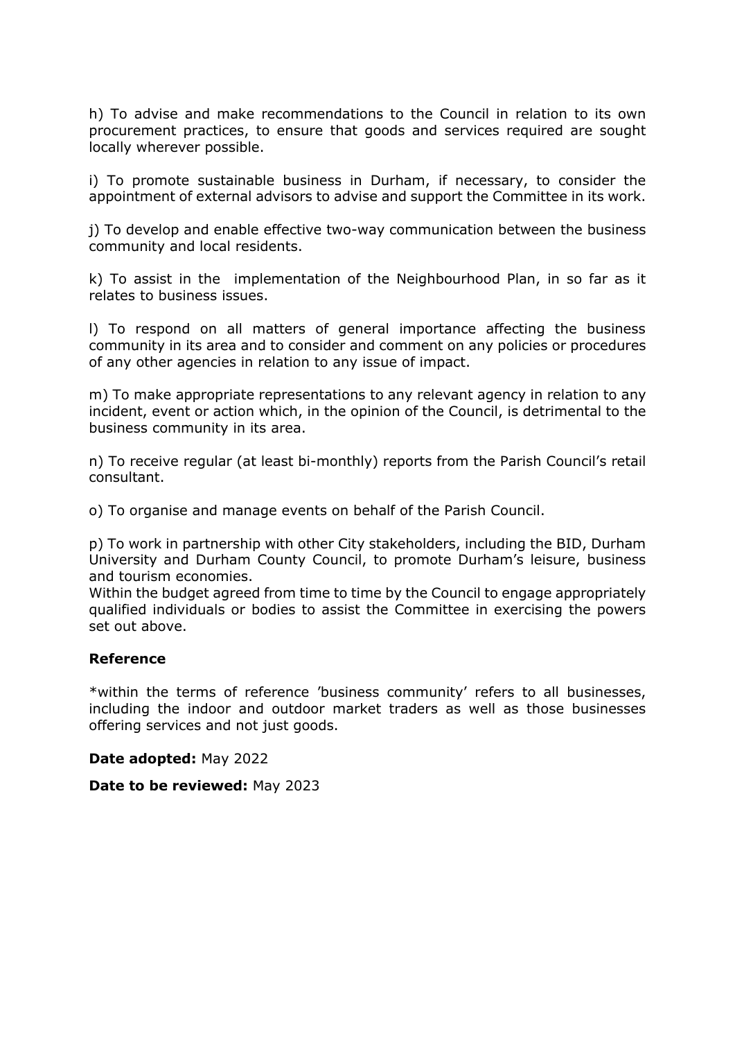h) To advise and make recommendations to the Council in relation to its own procurement practices, to ensure that goods and services required are sought locally wherever possible.

i) To promote sustainable business in Durham, if necessary, to consider the appointment of external advisors to advise and support the Committee in its work.

j) To develop and enable effective two-way communication between the business community and local residents.

k) To assist in the implementation of the Neighbourhood Plan, in so far as it relates to business issues.

l) To respond on all matters of general importance affecting the business community in its area and to consider and comment on any policies or procedures of any other agencies in relation to any issue of impact.

m) To make appropriate representations to any relevant agency in relation to any incident, event or action which, in the opinion of the Council, is detrimental to the business community in its area.

n) To receive regular (at least bi-monthly) reports from the Parish Council's retail consultant.

o) To organise and manage events on behalf of the Parish Council.

p) To work in partnership with other City stakeholders, including the BID, Durham University and Durham County Council, to promote Durham's leisure, business and tourism economies.
Within the budget agreed from time to time by the Council to engage appropriately qualified individuals or bodies to assist the Committee in exercising the powers set out above.

**Reference**

*within the terms of reference 'business community' refers to all businesses, including the indoor and outdoor market traders as well as those businesses offering services and not just goods.

**Date adopted:** May 2022

**Date to be reviewed:** May 2023